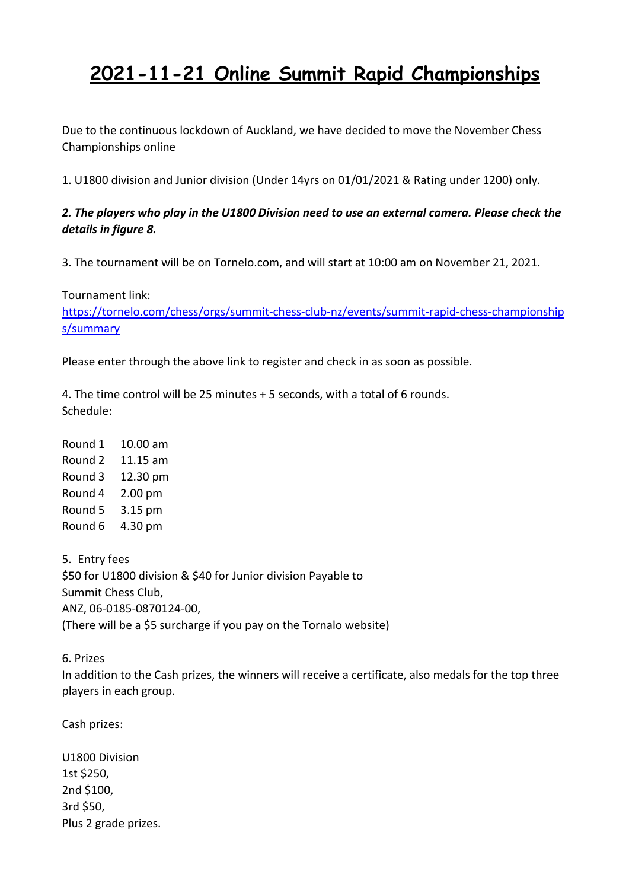# 2021-11-21 Online Summit Rapid Championships

Due to the continuous lockdown of Auckland, we have decided to move the November Chess Championships online

1. U1800 division and Junior division (Under 14yrs on 01/01/2021 & Rating under 1200) only.

***2. The players who play in the U1800 Division need to use an external camera. Please check the details in figure 8.***

3. The tournament will be on Tornelo.com, and will start at 10:00 am on November 21, 2021.

Tournament link:
[https://tornelo.com/chess/orgs/summit-chess-club-nz/events/summit-rapid-chess-championships/summary](https://tornelo.com/chess/orgs/summit-chess-club-nz/events/summit-rapid-chess-championships/summary)

Please enter through the above link to register and check in as soon as possible.

4. The time control will be 25 minutes + 5 seconds, with a total of 6 rounds.
Schedule:

Round 1 10.00 am
Round 2 11.15 am
Round 3 12.30 pm
Round 4 2.00 pm
Round 5 3.15 pm
Round 6 4.30 pm

5. Entry fees
$50 for U1800 division & $40 for Junior division Payable to
Summit Chess Club,
ANZ, 06-0185-0870124-00,
(There will be a $5 surcharge if you pay on the Tornalo website)

6. Prizes
In addition to the Cash prizes, the winners will receive a certificate, also medals for the top three players in each group.

Cash prizes:

U1800 Division
1st $250,
2nd $100,
3rd $50,
Plus 2 grade prizes.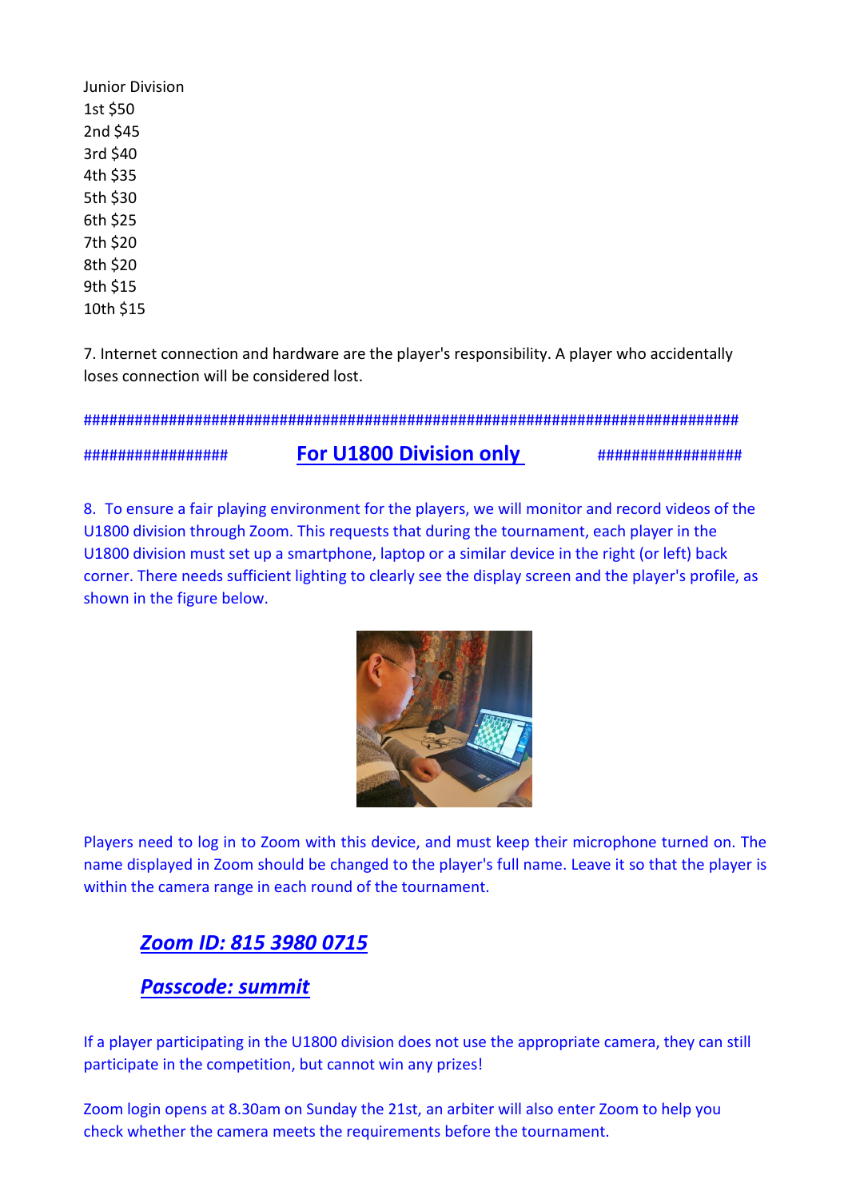Junior Division
1st $50
2nd $45
3rd $40
4th $35
5th $30
6th $25
7th $20
8th $20
9th $15
10th $15

7. Internet connection and hardware are the player's responsibility. A player who accidentally loses connection will be considered lost.

################################################################################

################# **For U1800 Division only** #################

8. To ensure a fair playing environment for the players, we will monitor and record videos of the U1800 division through Zoom. This requests that during the tournament, each player in the U1800 division must set up a smartphone, laptop or a similar device in the right (or left) back corner. There needs sufficient lighting to clearly see the display screen and the player's profile, as shown in the figure below.

Players need to log in to Zoom with this device, and must keep their microphone turned on. The name displayed in Zoom should be changed to the player's full name. Leave it so that the player is within the camera range in each round of the tournament.

***Zoom ID: 815 3980 0715***

***Passcode: summit***

If a player participating in the U1800 division does not use the appropriate camera, they can still participate in the competition, but cannot win any prizes!

Zoom login opens at 8.30am on Sunday the 21st, an arbiter will also enter Zoom to help you check whether the camera meets the requirements before the tournament.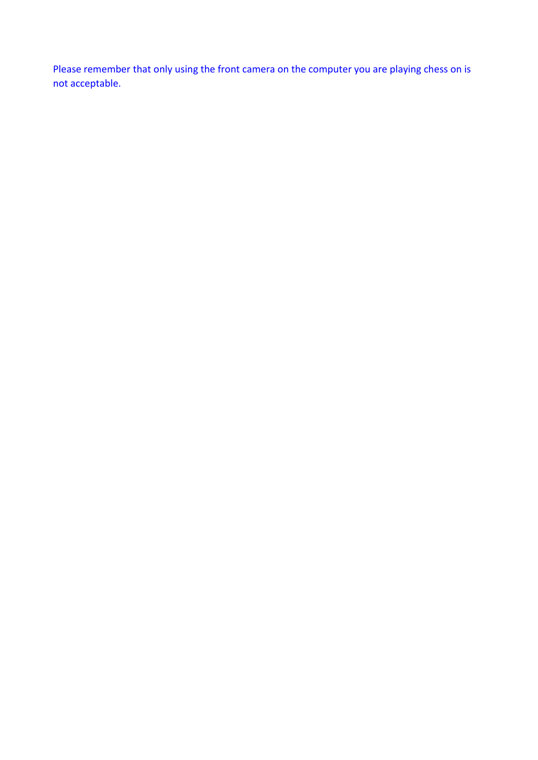Please remember that only using the front camera on the computer you are playing chess on is not acceptable.